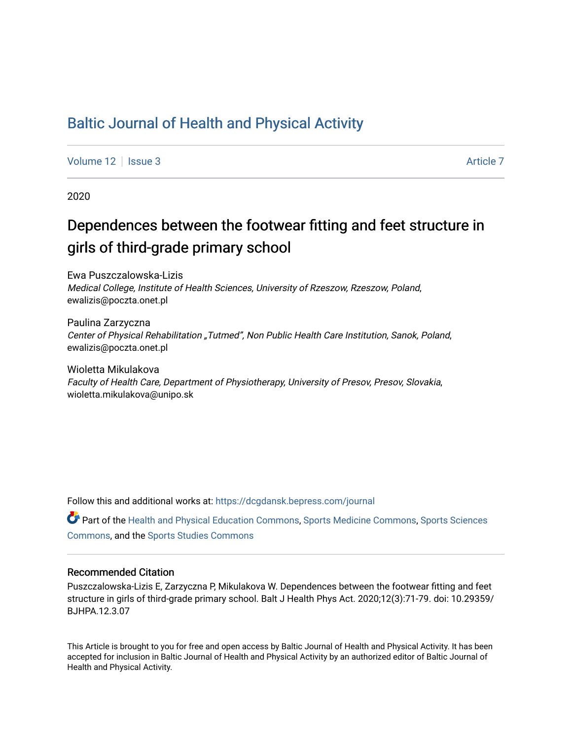# Baltic Journal of Health and Physical Activity

Volume 12 | Issue 3 Article 7

2020

## Dependences between the footwear fitting and feet structure in girls of third-grade primary school

Ewa Puszczalowska-Lizis
*Medical College, Institute of Health Sciences, University of Rzeszow, Rzeszow, Poland*, ewalizis@poczta.onet.pl

Paulina Zarzyczna
*Center of Physical Rehabilitation „Tutmed", Non Public Health Care Institution, Sanok, Poland*, ewalizis@poczta.onet.pl

Wioletta Mikulakova
*Faculty of Health Care, Department of Physiotherapy, University of Presov, Presov, Slovakia*, wioletta.mikulakova@unipo.sk

Follow this and additional works at: https://dcgdansk.bepress.com/journal

Part of the Health and Physical Education Commons, Sports Medicine Commons, Sports Sciences Commons, and the Sports Studies Commons

### Recommended Citation

Puszczalowska-Lizis E, Zarzyczna P, Mikulakova W. Dependences between the footwear fitting and feet structure in girls of third-grade primary school. Balt J Health Phys Act. 2020;12(3):71-79. doi: 10.29359/BJHPA.12.3.07

This Article is brought to you for free and open access by Baltic Journal of Health and Physical Activity. It has been accepted for inclusion in Baltic Journal of Health and Physical Activity by an authorized editor of Baltic Journal of Health and Physical Activity.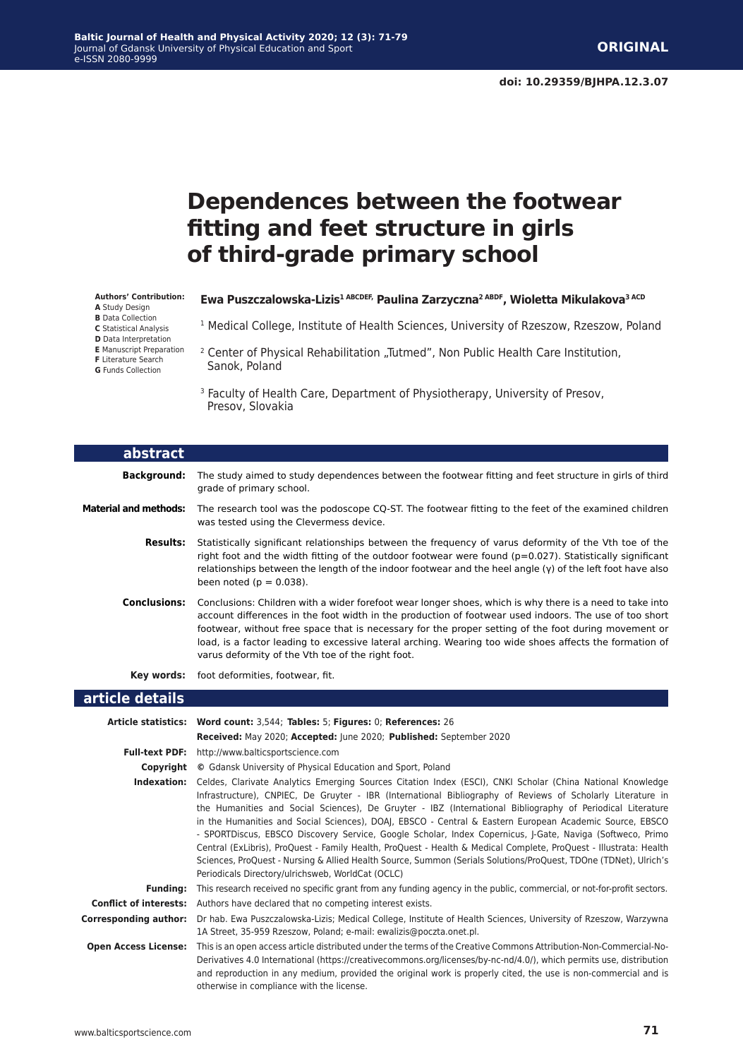**ORIGINAL**

**doi: 10.29359/BJHPA.12.3.07**

# Dependences between the footwear fitting and feet structure in girls of third-grade primary school

**Authors' Contribution:**
**A** Study Design
**B** Data Collection
**C** Statistical Analysis
**D** Data Interpretation
**E** Manuscript Preparation
**F** Literature Search
**G** Funds Collection

**Ewa Puszczalowska-Lizis[1 ABCDEF], Paulina Zarzyczna[2 ABDF], Wioletta Mikulakova[3 ACD]**

[1] Medical College, Institute of Health Sciences, University of Rzeszow, Rzeszow, Poland

[2] Center of Physical Rehabilitation „Tutmed", Non Public Health Care Institution, Sanok, Poland

[3] Faculty of Health Care, Department of Physiotherapy, University of Presov, Presov, Slovakia

## abstract

**Background:** The study aimed to study dependences between the footwear fitting and feet structure in girls of third grade of primary school.

**Material and methods:** The research tool was the podoscope CQ-ST. The footwear fitting to the feet of the examined children was tested using the Clevermess device.

**Results:** Statistically significant relationships between the frequency of varus deformity of the Vth toe of the right foot and the width fitting of the outdoor footwear were found ($p=0.027$). Statistically significant relationships between the length of the indoor footwear and the heel angle ($\gamma$) of the left foot have also been noted ($p = 0.038$).

**Conclusions:** Conclusions: Children with a wider forefoot wear longer shoes, which is why there is a need to take into account differences in the foot width in the production of footwear used indoors. The use of too short footwear, without free space that is necessary for the proper setting of the foot during movement or load, is a factor leading to excessive lateral arching. Wearing too wide shoes affects the formation of varus deformity of the Vth toe of the right foot.

**Key words:** foot deformities, footwear, fit.

## article details

**Article statistics:** **Word count:** 3,544; **Tables:** 5; **Figures:** 0; **References:** 26
**Received:** May 2020; **Accepted:** June 2020; **Published:** September 2020

**Full-text PDF:** http://www.balticsportscience.com

**Copyright** © Gdansk University of Physical Education and Sport, Poland

**Indexation:** Celdes, Clarivate Analytics Emerging Sources Citation Index (ESCI), CNKI Scholar (China National Knowledge Infrastructure), CNPIEC, De Gruyter - IBR (International Bibliography of Reviews of Scholarly Literature in the Humanities and Social Sciences), De Gruyter - IBZ (International Bibliography of Periodical Literature in the Humanities and Social Sciences), DOAJ, EBSCO - Central & Eastern European Academic Source, EBSCO - SPORTDiscus, EBSCO Discovery Service, Google Scholar, Index Copernicus, J-Gate, Naviga (Softweco, Primo Central (ExLibris), ProQuest - Family Health, ProQuest - Health & Medical Complete, ProQuest - Illustrata: Health Sciences, ProQuest - Nursing & Allied Health Source, Summon (Serials Solutions/ProQuest, TDOne (TDNet), Ulrich's Periodicals Directory/ulrichsweb, WorldCat (OCLC)

**Funding:** This research received no specific grant from any funding agency in the public, commercial, or not-for-profit sectors.

**Conflict of interests:** Authors have declared that no competing interest exists.

**Corresponding author:** Dr hab. Ewa Puszczalowska-Lizis; Medical College, Institute of Health Sciences, University of Rzeszow, Warzywna 1A Street, 35-959 Rzeszow, Poland; e-mail: ewalizis@poczta.onet.pl.

**Open Access License:** This is an open access article distributed under the terms of the Creative Commons Attribution-Non-Commercial-No-Derivatives 4.0 International (https://creativecommons.org/licenses/by-nc-nd/4.0/), which permits use, distribution and reproduction in any medium, provided the original work is properly cited, the use is non-commercial and is otherwise in compliance with the license.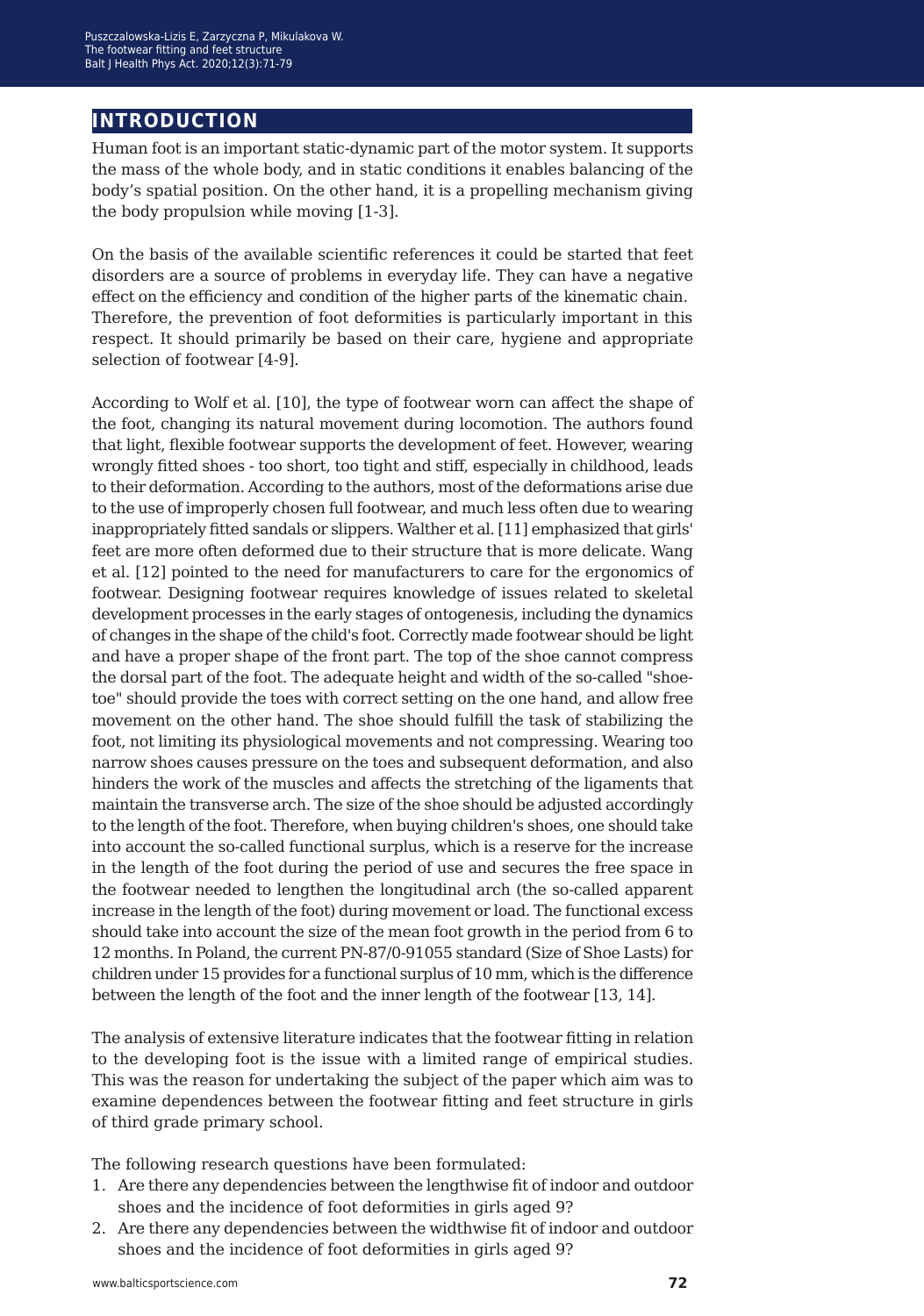## INTRODUCTION

Human foot is an important static-dynamic part of the motor system. It supports the mass of the whole body, and in static conditions it enables balancing of the body's spatial position. On the other hand, it is a propelling mechanism giving the body propulsion while moving [1-3].

On the basis of the available scientific references it could be started that feet disorders are a source of problems in everyday life. They can have a negative effect on the efficiency and condition of the higher parts of the kinematic chain. Therefore, the prevention of foot deformities is particularly important in this respect. It should primarily be based on their care, hygiene and appropriate selection of footwear [4-9].

According to Wolf et al. [10], the type of footwear worn can affect the shape of the foot, changing its natural movement during locomotion. The authors found that light, flexible footwear supports the development of feet. However, wearing wrongly fitted shoes - too short, too tight and stiff, especially in childhood, leads to their deformation. According to the authors, most of the deformations arise due to the use of improperly chosen full footwear, and much less often due to wearing inappropriately fitted sandals or slippers. Walther et al. [11] emphasized that girls' feet are more often deformed due to their structure that is more delicate. Wang et al. [12] pointed to the need for manufacturers to care for the ergonomics of footwear. Designing footwear requires knowledge of issues related to skeletal development processes in the early stages of ontogenesis, including the dynamics of changes in the shape of the child's foot. Correctly made footwear should be light and have a proper shape of the front part. The top of the shoe cannot compress the dorsal part of the foot. The adequate height and width of the so-called "shoe-toe" should provide the toes with correct setting on the one hand, and allow free movement on the other hand. The shoe should fulfill the task of stabilizing the foot, not limiting its physiological movements and not compressing. Wearing too narrow shoes causes pressure on the toes and subsequent deformation, and also hinders the work of the muscles and affects the stretching of the ligaments that maintain the transverse arch. The size of the shoe should be adjusted accordingly to the length of the foot. Therefore, when buying children's shoes, one should take into account the so-called functional surplus, which is a reserve for the increase in the length of the foot during the period of use and secures the free space in the footwear needed to lengthen the longitudinal arch (the so-called apparent increase in the length of the foot) during movement or load. The functional excess should take into account the size of the mean foot growth in the period from 6 to 12 months. In Poland, the current PN-87/0-91055 standard (Size of Shoe Lasts) for children under 15 provides for a functional surplus of 10 mm, which is the difference between the length of the foot and the inner length of the footwear [13, 14].

The analysis of extensive literature indicates that the footwear fitting in relation to the developing foot is the issue with a limited range of empirical studies. This was the reason for undertaking the subject of the paper which aim was to examine dependences between the footwear fitting and feet structure in girls of third grade primary school.

The following research questions have been formulated:

1. Are there any dependencies between the lengthwise fit of indoor and outdoor shoes and the incidence of foot deformities in girls aged 9?
2. Are there any dependencies between the widthwise fit of indoor and outdoor shoes and the incidence of foot deformities in girls aged 9?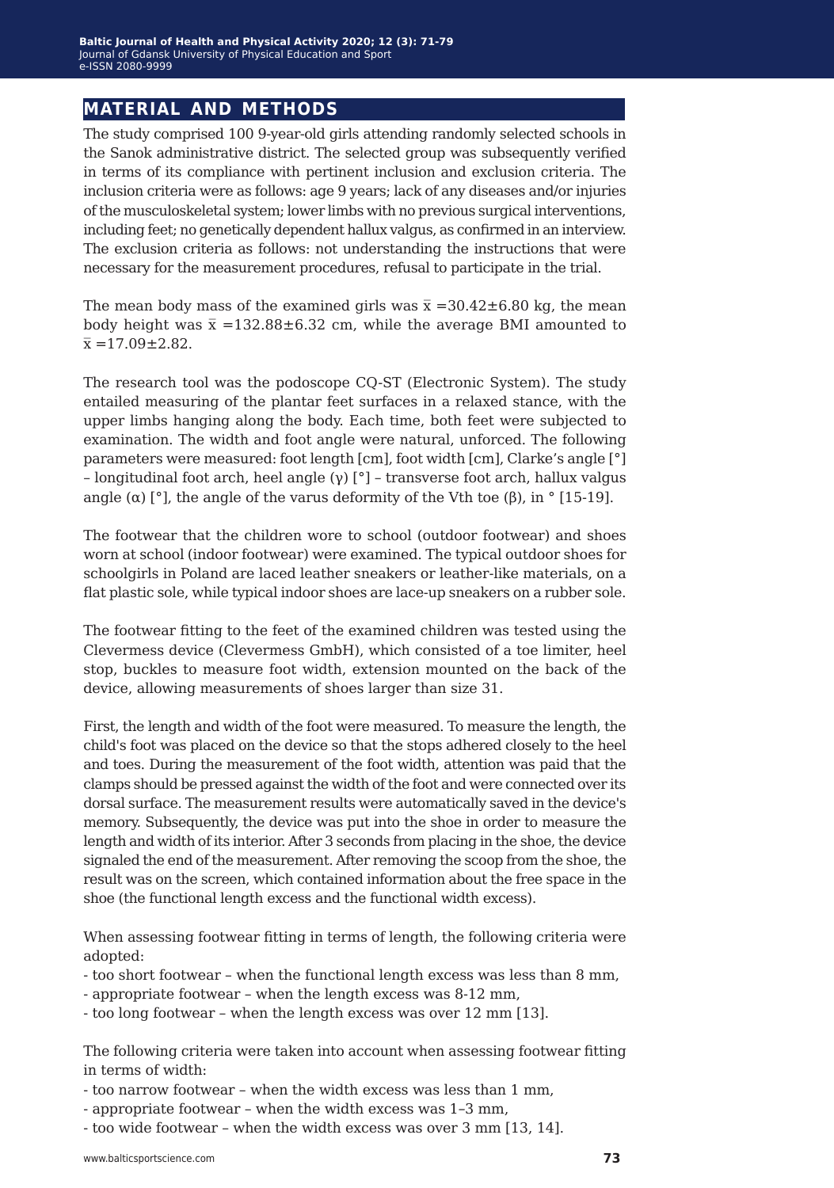## MATERIAL AND METHODS

The study comprised 100 9-year-old girls attending randomly selected schools in the Sanok administrative district. The selected group was subsequently verified in terms of its compliance with pertinent inclusion and exclusion criteria. The inclusion criteria were as follows: age 9 years; lack of any diseases and/or injuries of the musculoskeletal system; lower limbs with no previous surgical interventions, including feet; no genetically dependent hallux valgus, as confirmed in an interview. The exclusion criteria as follows: not understanding the instructions that were necessary for the measurement procedures, refusal to participate in the trial.

The mean body mass of the examined girls was $\bar{x}$ =30.42±6.80 kg, the mean body height was $\bar{x}$ =132.88±6.32 cm, while the average BMI amounted to $\bar{x}$ =17.09±2.82.

The research tool was the podoscope CQ-ST (Electronic System). The study entailed measuring of the plantar feet surfaces in a relaxed stance, with the upper limbs hanging along the body. Each time, both feet were subjected to examination. The width and foot angle were natural, unforced. The following parameters were measured: foot length [cm], foot width [cm], Clarke's angle [°] – longitudinal foot arch, heel angle ($\gamma$) [°] – transverse foot arch, hallux valgus angle ($\alpha$) [°], the angle of the varus deformity of the Vth toe ($\beta$), in ° [15-19].

The footwear that the children wore to school (outdoor footwear) and shoes worn at school (indoor footwear) were examined. The typical outdoor shoes for schoolgirls in Poland are laced leather sneakers or leather-like materials, on a flat plastic sole, while typical indoor shoes are lace-up sneakers on a rubber sole.

The footwear fitting to the feet of the examined children was tested using the Clevermess device (Clevermess GmbH), which consisted of a toe limiter, heel stop, buckles to measure foot width, extension mounted on the back of the device, allowing measurements of shoes larger than size 31.

First, the length and width of the foot were measured. To measure the length, the child's foot was placed on the device so that the stops adhered closely to the heel and toes. During the measurement of the foot width, attention was paid that the clamps should be pressed against the width of the foot and were connected over its dorsal surface. The measurement results were automatically saved in the device's memory. Subsequently, the device was put into the shoe in order to measure the length and width of its interior. After 3 seconds from placing in the shoe, the device signaled the end of the measurement. After removing the scoop from the shoe, the result was on the screen, which contained information about the free space in the shoe (the functional length excess and the functional width excess).

When assessing footwear fitting in terms of length, the following criteria were adopted:

- too short footwear – when the functional length excess was less than 8 mm,
- appropriate footwear – when the length excess was 8-12 mm,
- too long footwear – when the length excess was over 12 mm [13].

The following criteria were taken into account when assessing footwear fitting in terms of width:

- too narrow footwear – when the width excess was less than 1 mm,
- appropriate footwear – when the width excess was 1–3 mm,
- too wide footwear – when the width excess was over 3 mm [13, 14].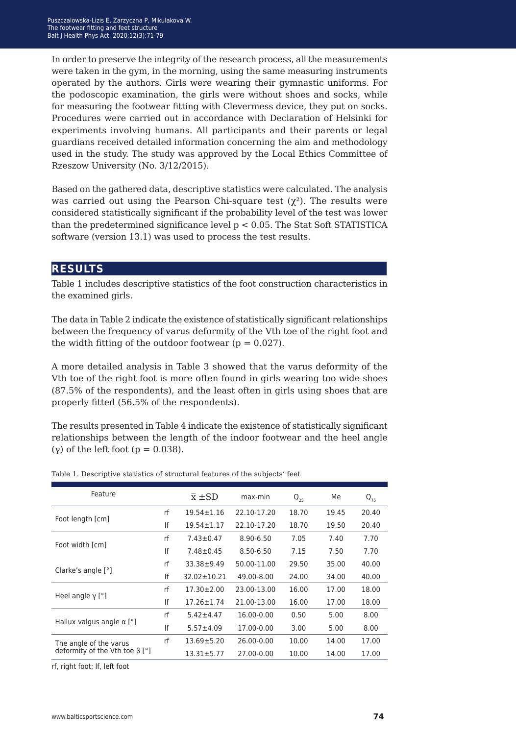In order to preserve the integrity of the research process, all the measurements were taken in the gym, in the morning, using the same measuring instruments operated by the authors. Girls were wearing their gymnastic uniforms. For the podoscopic examination, the girls were without shoes and socks, while for measuring the footwear fitting with Clevermess device, they put on socks. Procedures were carried out in accordance with Declaration of Helsinki for experiments involving humans. All participants and their parents or legal guardians received detailed information concerning the aim and methodology used in the study. The study was approved by the Local Ethics Committee of Rzeszow University (No. 3/12/2015).

Based on the gathered data, descriptive statistics were calculated. The analysis was carried out using the Pearson Chi-square test ($\chi^2$). The results were considered statistically significant if the probability level of the test was lower than the predetermined significance level $p < 0.05$. The Stat Soft STATISTICA software (version 13.1) was used to process the test results.

## RESULTS

Table 1 includes descriptive statistics of the foot construction characteristics in the examined girls.

The data in Table 2 indicate the existence of statistically significant relationships between the frequency of varus deformity of the Vth toe of the right foot and the width fitting of the outdoor footwear ($p = 0.027$).

A more detailed analysis in Table 3 showed that the varus deformity of the Vth toe of the right foot is more often found in girls wearing too wide shoes (87.5% of the respondents), and the least often in girls using shoes that are properly fitted (56.5% of the respondents).

The results presented in Table 4 indicate the existence of statistically significant relationships between the length of the indoor footwear and the heel angle ($\gamma$) of the left foot ($p = 0.038$).

Table 1. Descriptive statistics of structural features of the subjects' feet

| Feature | | $\bar{x} \pm SD$ | max-min | $Q_{25}$ | Me | $Q_{75}$ |
|---|---|---|---|---|---|---|
| Foot length [cm] | rf | 19.54±1.16 | 22.10-17.20 | 18.70 | 19.45 | 20.40 |
| | lf | 19.54±1.17 | 22.10-17.20 | 18.70 | 19.50 | 20.40 |
| Foot width [cm] | rf | 7.43±0.47 | 8.90-6.50 | 7.05 | 7.40 | 7.70 |
| | lf | 7.48±0.45 | 8.50-6.50 | 7.15 | 7.50 | 7.70 |
| Clarke's angle [°] | rf | 33.38±9.49 | 50.00-11.00 | 29.50 | 35.00 | 40.00 |
| | lf | 32.02±10.21 | 49.00-8.00 | 24.00 | 34.00 | 40.00 |
| Heel angle γ [°] | rf | 17.30±2.00 | 23.00-13.00 | 16.00 | 17.00 | 18.00 |
| | lf | 17.26±1.74 | 21.00-13.00 | 16.00 | 17.00 | 18.00 |
| Hallux valgus angle α [°] | rf | 5.42±4.47 | 16.00-0.00 | 0.50 | 5.00 | 8.00 |
| | lf | 5.57±4.09 | 17.00-0.00 | 3.00 | 5.00 | 8.00 |
| The angle of the varus deformity of the Vth toe β [°] | rf | 13.69±5.20 | 26.00-0.00 | 10.00 | 14.00 | 17.00 |
| | | 13.31±5.77 | 27.00-0.00 | 10.00 | 14.00 | 17.00 |

rf, right foot; lf, left foot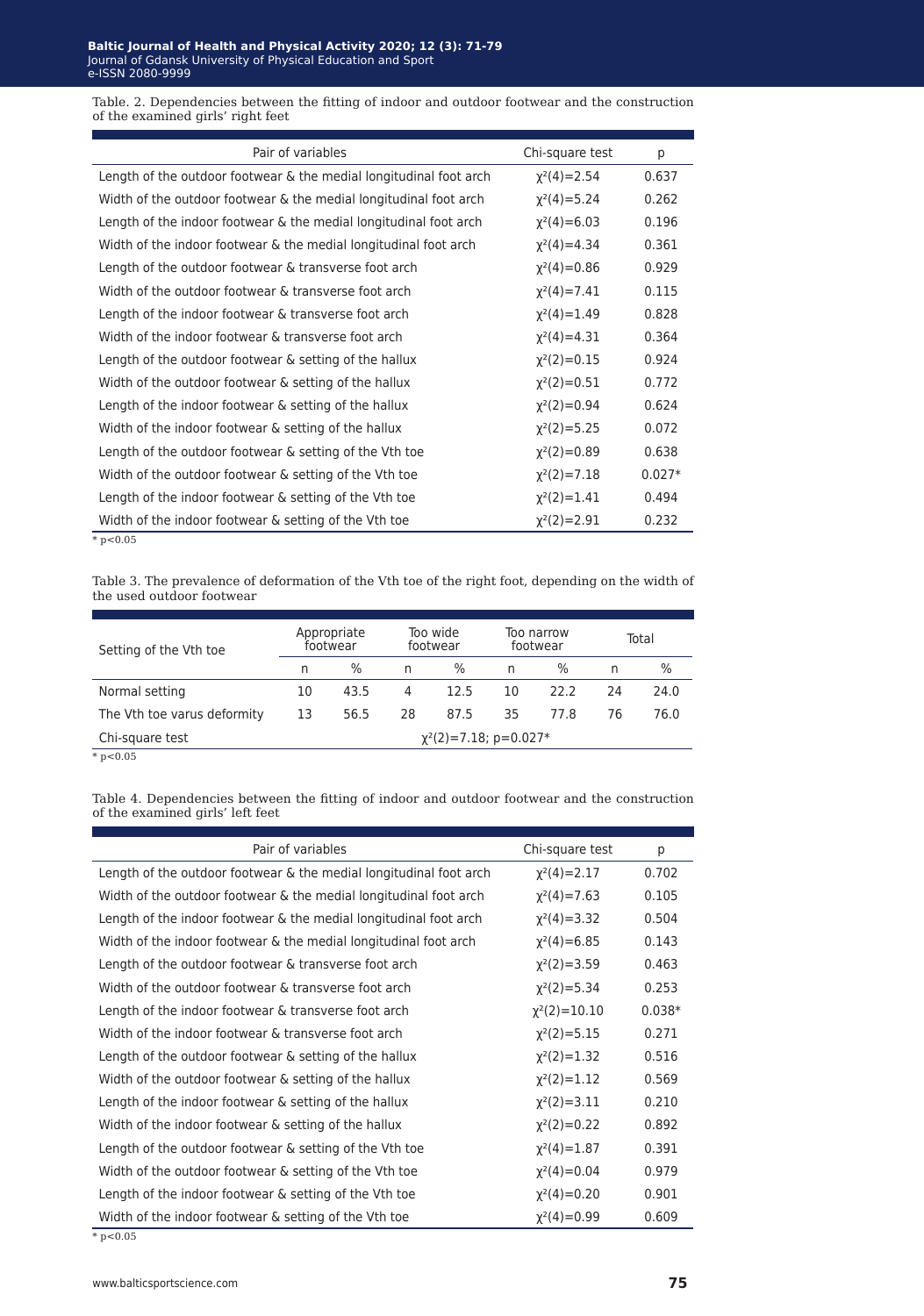Table. 2. Dependencies between the fitting of indoor and outdoor footwear and the construction of the examined girls' right feet

| Pair of variables | Chi-square test | p |
|---|---|---|
| Length of the outdoor footwear & the medial longitudinal foot arch | $\chi^2(4)=2.54$ | 0.637 |
| Width of the outdoor footwear & the medial longitudinal foot arch | $\chi^2(4)=5.24$ | 0.262 |
| Length of the indoor footwear & the medial longitudinal foot arch | $\chi^2(4)=6.03$ | 0.196 |
| Width of the indoor footwear & the medial longitudinal foot arch | $\chi^2(4)=4.34$ | 0.361 |
| Length of the outdoor footwear & transverse foot arch | $\chi^2(4)=0.86$ | 0.929 |
| Width of the outdoor footwear & transverse foot arch | $\chi^2(4)=7.41$ | 0.115 |
| Length of the indoor footwear & transverse foot arch | $\chi^2(4)=1.49$ | 0.828 |
| Width of the indoor footwear & transverse foot arch | $\chi^2(4)=4.31$ | 0.364 |
| Length of the outdoor footwear & setting of the hallux | $\chi^2(2)=0.15$ | 0.924 |
| Width of the outdoor footwear & setting of the hallux | $\chi^2(2)=0.51$ | 0.772 |
| Length of the indoor footwear & setting of the hallux | $\chi^2(2)=0.94$ | 0.624 |
| Width of the indoor footwear & setting of the hallux | $\chi^2(2)=5.25$ | 0.072 |
| Length of the outdoor footwear & setting of the Vth toe | $\chi^2(2)=0.89$ | 0.638 |
| Width of the outdoor footwear & setting of the Vth toe | $\chi^2(2)=7.18$ | 0.027* |
| Length of the indoor footwear & setting of the Vth toe | $\chi^2(2)=1.41$ | 0.494 |
| Width of the indoor footwear & setting of the Vth toe | $\chi^2(2)=2.91$ | 0.232 |

* $p<0.05$

Table 3. The prevalence of deformation of the Vth toe of the right foot, depending on the width of the used outdoor footwear

| Setting of the Vth toe | Appropriate footwear | | Too wide footwear | | Too narrow footwear | | Total | |
|---|---|---|---|---|---|---|---|---|
| | n | % | n | % | n | % | n | % |
| Normal setting | 10 | 43.5 | 4 | 12.5 | 10 | 22.2 | 24 | 24.0 |
| The Vth toe varus deformity | 13 | 56.5 | 28 | 87.5 | 35 | 77.8 | 76 | 76.0 |
| Chi-square test | $\chi^2(2)=7.18$; $p=0.027$* | | | | | | | |

* $p<0.05$

Table 4. Dependencies between the fitting of indoor and outdoor footwear and the construction of the examined girls' left feet

| Pair of variables | Chi-square test | p |
|---|---|---|
| Length of the outdoor footwear & the medial longitudinal foot arch | $\chi^2(4)=2.17$ | 0.702 |
| Width of the outdoor footwear & the medial longitudinal foot arch | $\chi^2(4)=7.63$ | 0.105 |
| Length of the indoor footwear & the medial longitudinal foot arch | $\chi^2(4)=3.32$ | 0.504 |
| Width of the indoor footwear & the medial longitudinal foot arch | $\chi^2(4)=6.85$ | 0.143 |
| Length of the outdoor footwear & transverse foot arch | $\chi^2(2)=3.59$ | 0.463 |
| Width of the outdoor footwear & transverse foot arch | $\chi^2(2)=5.34$ | 0.253 |
| Length of the indoor footwear & transverse foot arch | $\chi^2(2)=10.10$ | 0.038* |
| Width of the indoor footwear & transverse foot arch | $\chi^2(2)=5.15$ | 0.271 |
| Length of the outdoor footwear & setting of the hallux | $\chi^2(2)=1.32$ | 0.516 |
| Width of the outdoor footwear & setting of the hallux | $\chi^2(2)=1.12$ | 0.569 |
| Length of the indoor footwear & setting of the hallux | $\chi^2(2)=3.11$ | 0.210 |
| Width of the indoor footwear & setting of the hallux | $\chi^2(2)=0.22$ | 0.892 |
| Length of the outdoor footwear & setting of the Vth toe | $\chi^2(4)=1.87$ | 0.391 |
| Width of the outdoor footwear & setting of the Vth toe | $\chi^2(4)=0.04$ | 0.979 |
| Length of the indoor footwear & setting of the Vth toe | $\chi^2(4)=0.20$ | 0.901 |
| Width of the indoor footwear & setting of the Vth toe | $\chi^2(4)=0.99$ | 0.609 |

* $p<0.05$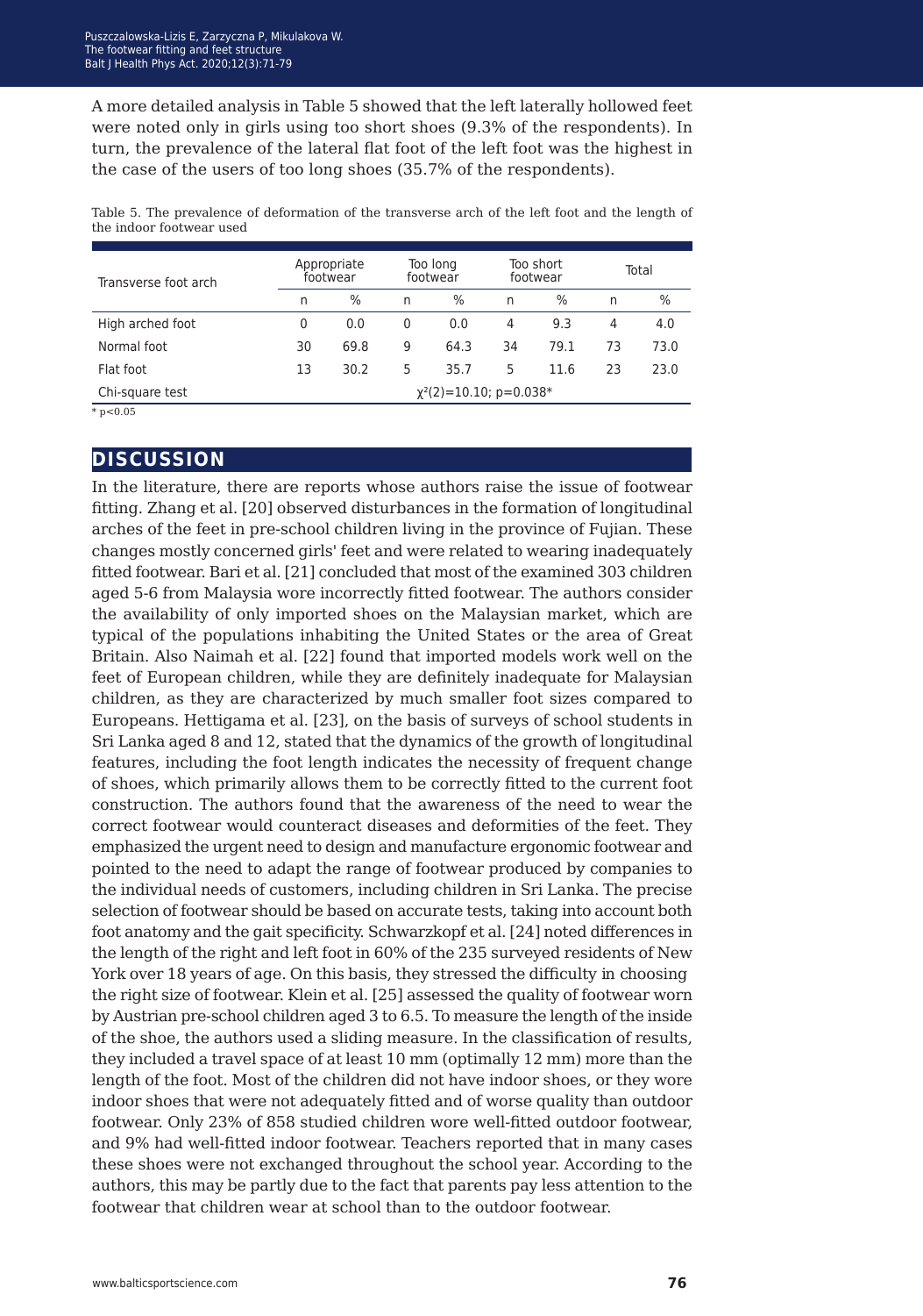A more detailed analysis in Table 5 showed that the left laterally hollowed feet were noted only in girls using too short shoes (9.3% of the respondents). In turn, the prevalence of the lateral flat foot of the left foot was the highest in the case of the users of too long shoes (35.7% of the respondents).

Table 5. The prevalence of deformation of the transverse arch of the left foot and the length of the indoor footwear used

| Transverse foot arch | Appropriate footwear | | Too long footwear | | Too short footwear | | Total | |
|---|---|---|---|---|---|---|---|---|
| | n | % | n | % | n | % | n | % |
| High arched foot | 0 | 0.0 | 0 | 0.0 | 4 | 9.3 | 4 | 4.0 |
| Normal foot | 30 | 69.8 | 9 | 64.3 | 34 | 79.1 | 73 | 73.0 |
| Flat foot | 13 | 30.2 | 5 | 35.7 | 5 | 11.6 | 23 | 23.0 |
| Chi-square test | $\chi^2(2)=10.10$; $p=0.038$* | | | | | | | |

* $p<0.05$

## DISCUSSION

In the literature, there are reports whose authors raise the issue of footwear fitting. Zhang et al. [20] observed disturbances in the formation of longitudinal arches of the feet in pre-school children living in the province of Fujian. These changes mostly concerned girls' feet and were related to wearing inadequately fitted footwear. Bari et al. [21] concluded that most of the examined 303 children aged 5-6 from Malaysia wore incorrectly fitted footwear. The authors consider the availability of only imported shoes on the Malaysian market, which are typical of the populations inhabiting the United States or the area of Great Britain. Also Naimah et al. [22] found that imported models work well on the feet of European children, while they are definitely inadequate for Malaysian children, as they are characterized by much smaller foot sizes compared to Europeans. Hettigama et al. [23], on the basis of surveys of school students in Sri Lanka aged 8 and 12, stated that the dynamics of the growth of longitudinal features, including the foot length indicates the necessity of frequent change of shoes, which primarily allows them to be correctly fitted to the current foot construction. The authors found that the awareness of the need to wear the correct footwear would counteract diseases and deformities of the feet. They emphasized the urgent need to design and manufacture ergonomic footwear and pointed to the need to adapt the range of footwear produced by companies to the individual needs of customers, including children in Sri Lanka. The precise selection of footwear should be based on accurate tests, taking into account both foot anatomy and the gait specificity. Schwarzkopf et al. [24] noted differences in the length of the right and left foot in 60% of the 235 surveyed residents of New York over 18 years of age. On this basis, they stressed the difficulty in choosing the right size of footwear. Klein et al. [25] assessed the quality of footwear worn by Austrian pre-school children aged 3 to 6.5. To measure the length of the inside of the shoe, the authors used a sliding measure. In the classification of results, they included a travel space of at least 10 mm (optimally 12 mm) more than the length of the foot. Most of the children did not have indoor shoes, or they wore indoor shoes that were not adequately fitted and of worse quality than outdoor footwear. Only 23% of 858 studied children wore well-fitted outdoor footwear, and 9% had well-fitted indoor footwear. Teachers reported that in many cases these shoes were not exchanged throughout the school year. According to the authors, this may be partly due to the fact that parents pay less attention to the footwear that children wear at school than to the outdoor footwear.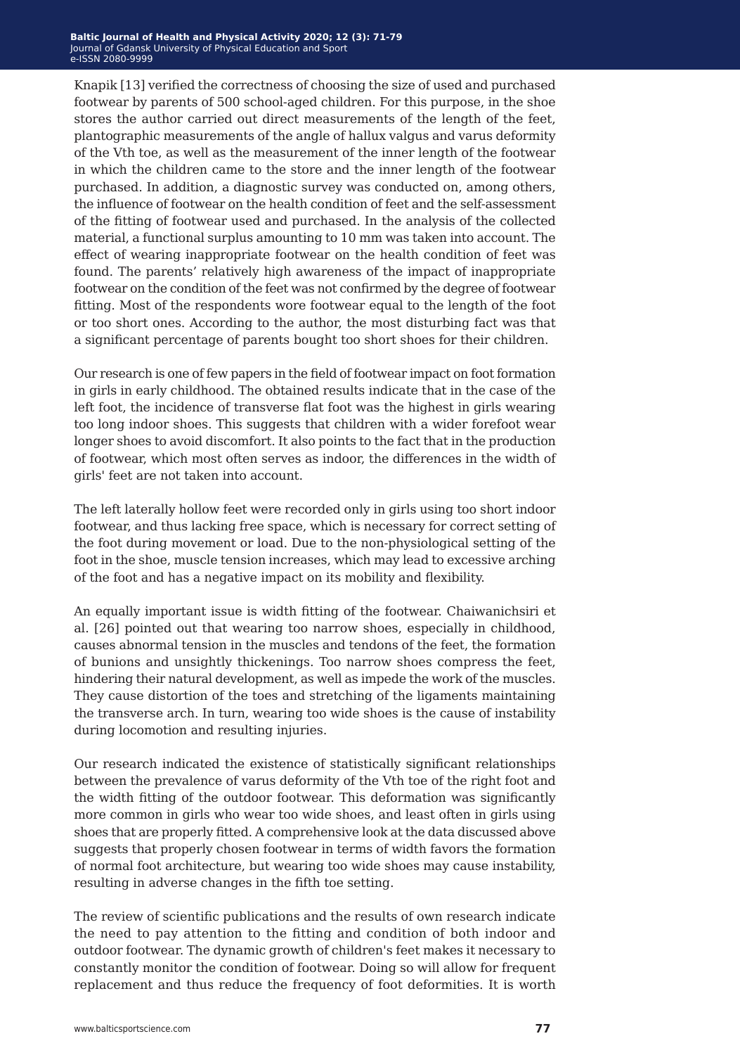Knapik [13] verified the correctness of choosing the size of used and purchased footwear by parents of 500 school-aged children. For this purpose, in the shoe stores the author carried out direct measurements of the length of the feet, plantographic measurements of the angle of hallux valgus and varus deformity of the Vth toe, as well as the measurement of the inner length of the footwear in which the children came to the store and the inner length of the footwear purchased. In addition, a diagnostic survey was conducted on, among others, the influence of footwear on the health condition of feet and the self-assessment of the fitting of footwear used and purchased. In the analysis of the collected material, a functional surplus amounting to 10 mm was taken into account. The effect of wearing inappropriate footwear on the health condition of feet was found. The parents' relatively high awareness of the impact of inappropriate footwear on the condition of the feet was not confirmed by the degree of footwear fitting. Most of the respondents wore footwear equal to the length of the foot or too short ones. According to the author, the most disturbing fact was that a significant percentage of parents bought too short shoes for their children.

Our research is one of few papers in the field of footwear impact on foot formation in girls in early childhood. The obtained results indicate that in the case of the left foot, the incidence of transverse flat foot was the highest in girls wearing too long indoor shoes. This suggests that children with a wider forefoot wear longer shoes to avoid discomfort. It also points to the fact that in the production of footwear, which most often serves as indoor, the differences in the width of girls' feet are not taken into account.

The left laterally hollow feet were recorded only in girls using too short indoor footwear, and thus lacking free space, which is necessary for correct setting of the foot during movement or load. Due to the non-physiological setting of the foot in the shoe, muscle tension increases, which may lead to excessive arching of the foot and has a negative impact on its mobility and flexibility.

An equally important issue is width fitting of the footwear. Chaiwanichsiri et al. [26] pointed out that wearing too narrow shoes, especially in childhood, causes abnormal tension in the muscles and tendons of the feet, the formation of bunions and unsightly thickenings. Too narrow shoes compress the feet, hindering their natural development, as well as impede the work of the muscles. They cause distortion of the toes and stretching of the ligaments maintaining the transverse arch. In turn, wearing too wide shoes is the cause of instability during locomotion and resulting injuries.

Our research indicated the existence of statistically significant relationships between the prevalence of varus deformity of the Vth toe of the right foot and the width fitting of the outdoor footwear. This deformation was significantly more common in girls who wear too wide shoes, and least often in girls using shoes that are properly fitted. A comprehensive look at the data discussed above suggests that properly chosen footwear in terms of width favors the formation of normal foot architecture, but wearing too wide shoes may cause instability, resulting in adverse changes in the fifth toe setting.

The review of scientific publications and the results of own research indicate the need to pay attention to the fitting and condition of both indoor and outdoor footwear. The dynamic growth of children's feet makes it necessary to constantly monitor the condition of footwear. Doing so will allow for frequent replacement and thus reduce the frequency of foot deformities. It is worth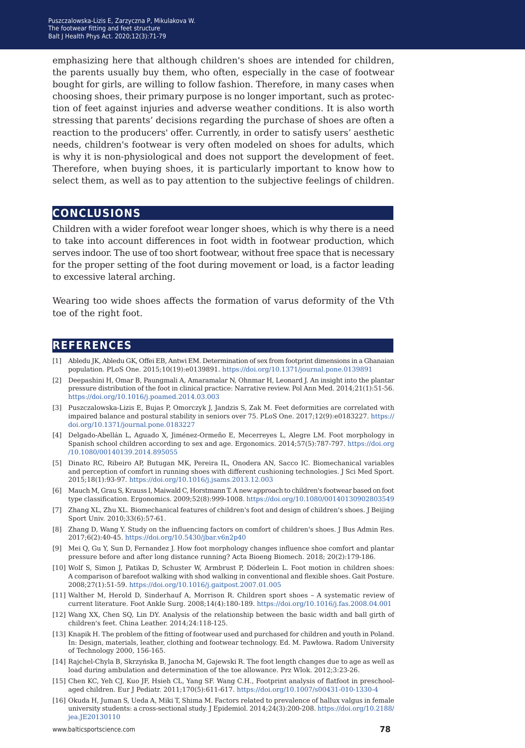emphasizing here that although children's shoes are intended for children, the parents usually buy them, who often, especially in the case of footwear bought for girls, are willing to follow fashion. Therefore, in many cases when choosing shoes, their primary purpose is no longer important, such as protection of feet against injuries and adverse weather conditions. It is also worth stressing that parents' decisions regarding the purchase of shoes are often a reaction to the producers' offer. Currently, in order to satisfy users' aesthetic needs, children's footwear is very often modeled on shoes for adults, which is why it is non-physiological and does not support the development of feet. Therefore, when buying shoes, it is particularly important to know how to select them, as well as to pay attention to the subjective feelings of children.

## CONCLUSIONS

Children with a wider forefoot wear longer shoes, which is why there is a need to take into account differences in foot width in footwear production, which serves indoor. The use of too short footwear, without free space that is necessary for the proper setting of the foot during movement or load, is a factor leading to excessive lateral arching.

Wearing too wide shoes affects the formation of varus deformity of the Vth toe of the right foot.

## REFERENCES

[1] Abledu JK, Abledu GK, Offei EB, Antwi EM. Determination of sex from footprint dimensions in a Ghanaian population. PLoS One. 2015;10(19):e0139891. https://doi.org/10.1371/journal.pone.0139891

[2] Deepashini H, Omar B, Paungmali A, Amaramalar N, Ohnmar H, Leonard J. An insight into the plantar pressure distribution of the foot in clinical practice: Narrative review. Pol Ann Med. 2014;21(1):51-56. https://doi.org/10.1016/j.poamed.2014.03.003

[3] Puszczalowska-Lizis E, Bujas P, Omorczyk J, Jandzis S, Zak M. Feet deformities are correlated with impaired balance and postural stability in seniors over 75. PLoS One. 2017;12(9):e0183227. https://doi.org/10.1371/journal.pone.0183227

[4] Delgado-Abellán L, Aguado X, Jiménez-Ormeño E, Mecerreyes L, Alegre LM. Foot morphology in Spanish school children according to sex and age. Ergonomics. 2014;57(5):787-797. https://doi.org/10.1080/00140139.2014.895055

[5] Dinato RC, Ribeiro AP, Butugan MK, Pereira IL, Onodera AN, Sacco IC. Biomechanical variables and perception of comfort in running shoes with different cushioning technologies. J Sci Med Sport. 2015;18(1):93-97. https://doi.org/10.1016/j.jsams.2013.12.003

[6] Mauch M, Grau S, Krauss I, Maiwald C, Horstmann T. A new approach to children's footwear based on foot type classification. Ergonomics. 2009;52(8):999-1008. https://doi.org/10.1080/00140130902803549

[7] Zhang XL, Zhu XL. Biomechanical features of children's foot and design of children's shoes. J Beijing Sport Univ. 2010;33(6):57-61.

[8] Zhang D, Wang Y. Study on the influencing factors on comfort of children's shoes. J Bus Admin Res. 2017;6(2):40-45. https://doi.org/10.5430/jbar.v6n2p40

[9] Mei Q, Gu Y, Sun D, Fernandez J. How foot morphology changes influence shoe comfort and plantar pressure before and after long distance running? Acta Bioeng Biomech. 2018; 20(2):179-186.

[10] Wolf S, Simon J, Patikas D, Schuster W, Armbrust P, Döderlein L. Foot motion in children shoes: A comparison of barefoot walking with shod walking in conventional and flexible shoes. Gait Posture. 2008;27(1):51-59. https://doi.org/10.1016/j.gaitpost.2007.01.005

[11] Walther M, Herold D, Sinderhauf A, Morrison R. Children sport shoes – A systematic review of current literature. Foot Ankle Surg. 2008;14(4):180-189. https://doi.org/10.1016/j.fas.2008.04.001

[12] Wang XX, Chen SQ, Lin DY. Analysis of the relationship between the basic width and ball girth of children's feet. China Leather. 2014;24:118-125.

[13] Knapik H. The problem of the fitting of footwear used and purchased for children and youth in Poland. In: Design, materials, leather, clothing and footwear technology. Ed. M. Pawłowa. Radom University of Technology 2000, 156-165.

[14] Rajchel-Chyla B, Skrzyńska B, Jarocha M, Gajewski R. The foot length changes due to age as well as load during ambulation and determination of the toe allowance. Prz Wlok. 2012;3:23-26.

[15] Chen KC, Yeh CJ, Kuo JF, Hsieh CL, Yang SF. Wang C.H., Footprint analysis of flatfoot in preschool-aged children. Eur J Pediatr. 2011;170(5):611-617. https://doi.org/10.1007/s00431-010-1330-4

[16] Okuda H, Juman S, Ueda A, Miki T, Shima M. Factors related to prevalence of hallux valgus in female university students: a cross-sectional study. J Epidemiol. 2014;24(3):200-208. https://doi.org/10.2188/jea.JE20130110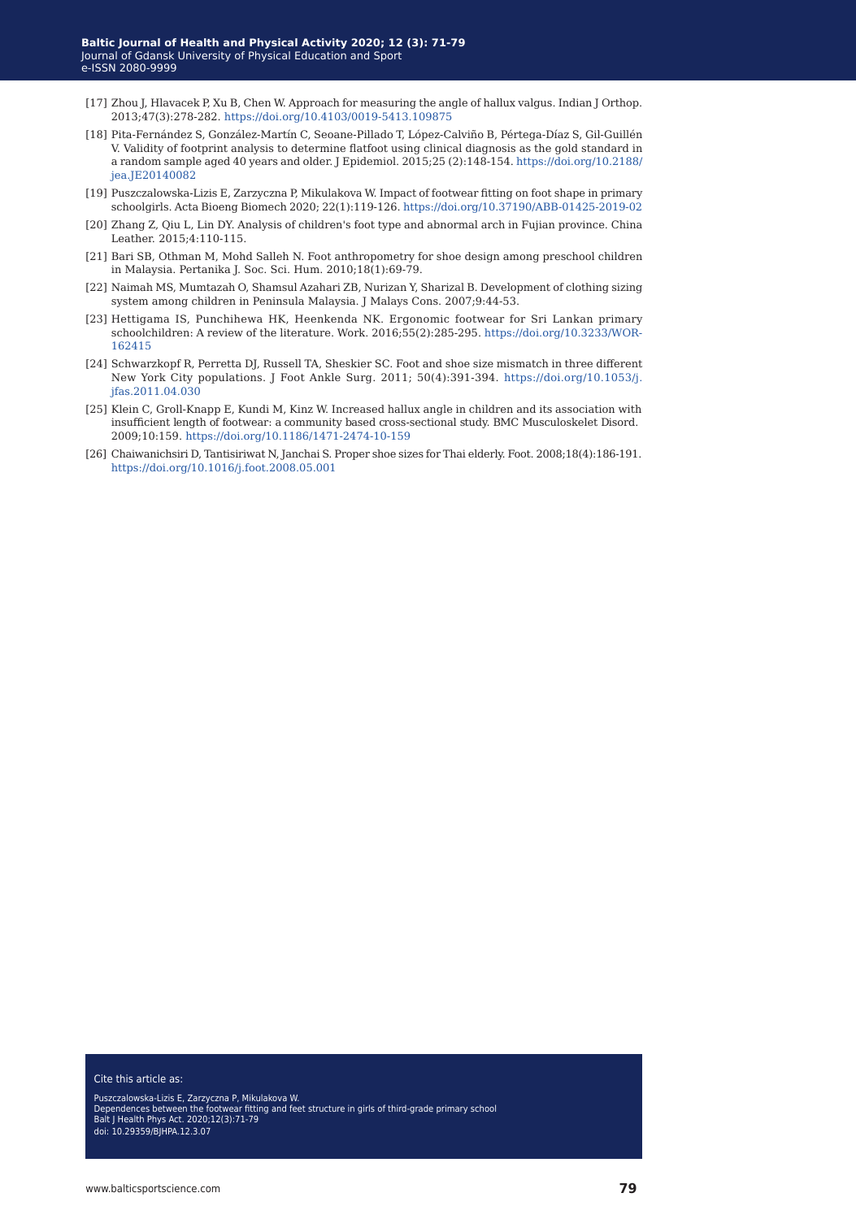[17] Zhou J, Hlavacek P, Xu B, Chen W. Approach for measuring the angle of hallux valgus. Indian J Orthop. 2013;47(3):278-282. https://doi.org/10.4103/0019-5413.109875

[18] Pita-Fernández S, González-Martín C, Seoane-Pillado T, López-Calviño B, Pértega-Díaz S, Gil-Guillén V. Validity of footprint analysis to determine flatfoot using clinical diagnosis as the gold standard in a random sample aged 40 years and older. J Epidemiol. 2015;25 (2):148-154. https://doi.org/10.2188/jea.JE20140082

[19] Puszczalowska-Lizis E, Zarzyczna P, Mikulakova W. Impact of footwear fitting on foot shape in primary schoolgirls. Acta Bioeng Biomech 2020; 22(1):119-126. https://doi.org/10.37190/ABB-01425-2019-02

[20] Zhang Z, Qiu L, Lin DY. Analysis of children's foot type and abnormal arch in Fujian province. China Leather. 2015;4:110-115.

[21] Bari SB, Othman M, Mohd Salleh N. Foot anthropometry for shoe design among preschool children in Malaysia. Pertanika J. Soc. Sci. Hum. 2010;18(1):69-79.

[22] Naimah MS, Mumtazah O, Shamsul Azahari ZB, Nurizan Y, Sharizal B. Development of clothing sizing system among children in Peninsula Malaysia. J Malays Cons. 2007;9:44-53.

[23] Hettigama IS, Punchihewa HK, Heenkenda NK. Ergonomic footwear for Sri Lankan primary schoolchildren: A review of the literature. Work. 2016;55(2):285-295. https://doi.org/10.3233/WOR-162415

[24] Schwarzkopf R, Perretta DJ, Russell TA, Sheskier SC. Foot and shoe size mismatch in three different New York City populations. J Foot Ankle Surg. 2011; 50(4):391-394. https://doi.org/10.1053/j.jfas.2011.04.030

[25] Klein C, Groll-Knapp E, Kundi M, Kinz W. Increased hallux angle in children and its association with insufficient length of footwear: a community based cross-sectional study. BMC Musculoskelet Disord. 2009;10:159. https://doi.org/10.1186/1471-2474-10-159

[26] Chaiwanichsiri D, Tantisiriwat N, Janchai S. Proper shoe sizes for Thai elderly. Foot. 2008;18(4):186-191. https://doi.org/10.1016/j.foot.2008.05.001

Cite this article as:

Puszczalowska-Lizis E, Zarzyczna P, Mikulakova W.
Dependences between the footwear fitting and feet structure in girls of third-grade primary school
Balt J Health Phys Act. 2020;12(3):71-79
doi: 10.29359/BJHPA.12.3.07